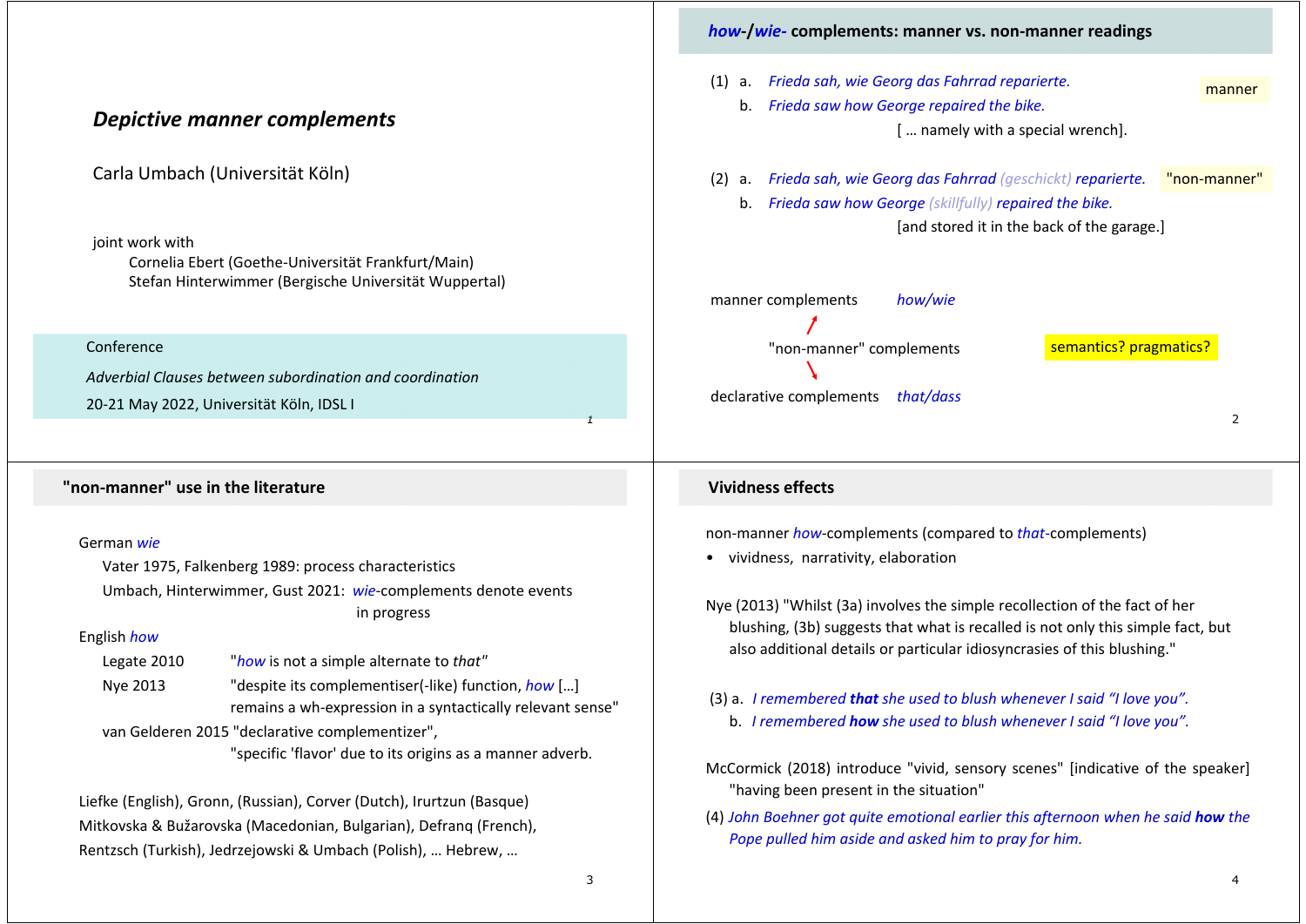# *Depictive manner complements*

Carla Umbach (Universität Köln)

joint work with
Cornelia Ebert (Goethe-Universität Frankfurt/Main)
Stefan Hinterwimmer (Bergische Universität Wuppertal)

Conference

*Adverbial Clauses between subordination and coordination*

20-21 May 2022, Universität Köln, IDSL I

## *how*-/*wie*- complements: manner vs. non-manner readings

(1) a. *Frieda sah, wie Georg das Fahrrad reparierte.* — manner
b. *Frieda saw how George repaired the bike.*
[ … namely with a special wrench].

(2) a. *Frieda sah, wie Georg das Fahrrad (geschickt) reparierte.* — "non-manner"
b. *Frieda saw how George (skillfully) repaired the bike.*
[and stored it in the back of the garage.]

manner complements — *how/wie*

"non-manner" complements — semantics? pragmatics?

declarative complements — *that/dass*

## "non-manner" use in the literature

German *wie*

- Vater 1975, Falkenberg 1989: process characteristics
- Umbach, Hinterwimmer, Gust 2021: *wie*-complements denote events in progress

English *how*

- Legate 2010 — "*how* is not a simple alternate to *that*"
- Nye 2013 — "despite its complementiser(-like) function, *how* […] remains a wh-expression in a syntactically relevant sense"
- van Gelderen 2015 — "declarative complementizer", "specific 'flavor' due to its origins as a manner adverb.

Liefke (English), Gronn, (Russian), Corver (Dutch), Irurtzun (Basque)
Mitkovska & Bužarovska (Macedonian, Bulgarian), Defranq (French),
Rentzsch (Turkish), Jedrzejowski & Umbach (Polish), … Hebrew, …

## Vividness effects

non-manner *how*-complements (compared to *that*-complements)

- vividness, narrativity, elaboration

Nye (2013) "Whilst (3a) involves the simple recollection of the fact of her blushing, (3b) suggests that what is recalled is not only this simple fact, but also additional details or particular idiosyncracies of this blushing."

(3) a. *I remembered* ***that*** *she used to blush whenever I said "I love you".*
b. *I remembered* ***how*** *she used to blush whenever I said "I love you".*

McCormick (2018) introduce "vivid, sensory scenes" [indicative of the speaker] "having been present in the situation"

(4) *John Boehner got quite emotional earlier this afternoon when he said* ***how*** *the Pope pulled him aside and asked him to pray for him.*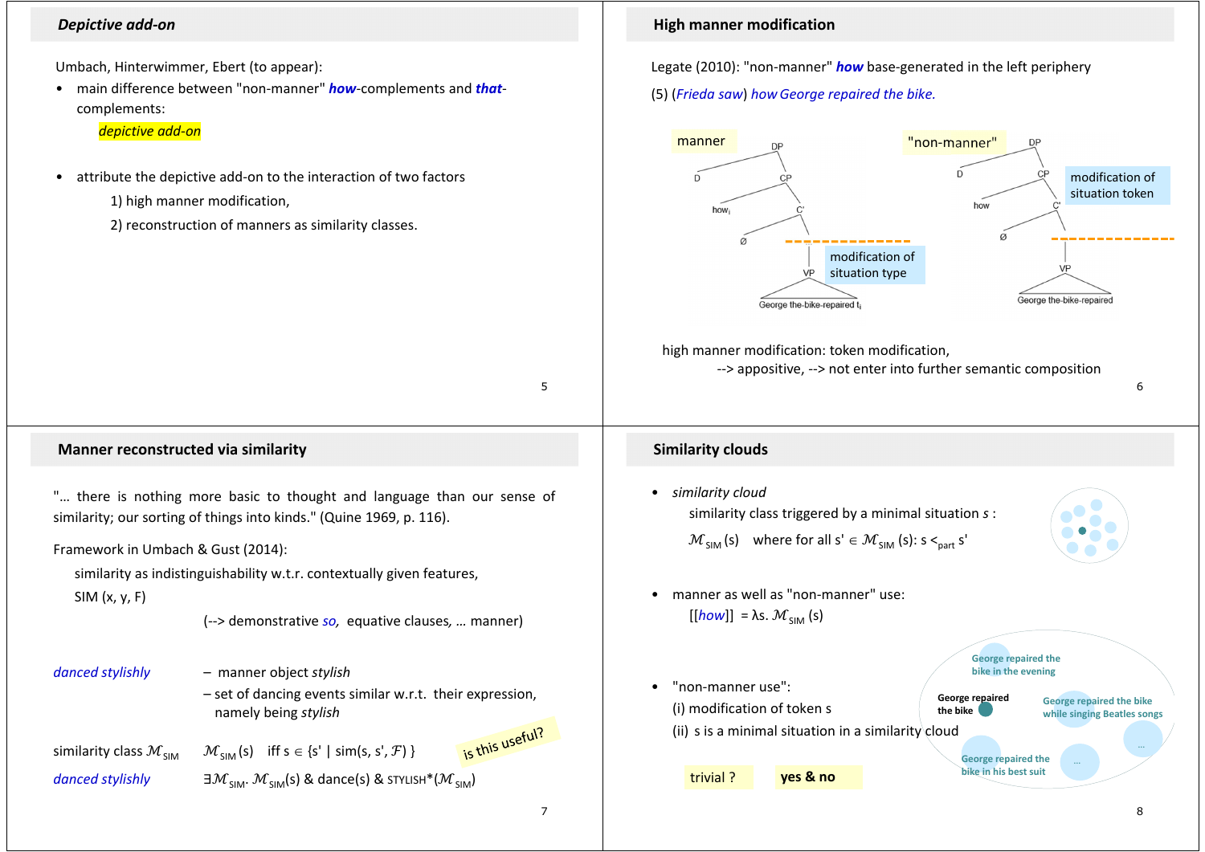## Depictive add-on

Umbach, Hinterwimmer, Ebert (to appear):

- main difference between "non-manner" ***how***-complements and ***that***-complements:

  *depictive add-on*

- attribute the depictive add-on to the interaction of two factors
  1) high manner modification,
  2) reconstruction of manners as similarity classes.

## High manner modification

Legate (2010): "non-manner" ***how*** base-generated in the left periphery

(5) (*Frieda saw*) *how George repaired the bike.*

manner: [DP D [CP $how_i$ [C' Ø [VP George the-bike-repaired $t_i$]]]] — modification of situation type

"non-manner": [DP D [CP how [C' Ø [VP George the-bike-repaired]]]] — modification of situation token

high manner modification: token modification,
--> appositive, --> not enter into further semantic composition

## Manner reconstructed via similarity

"... there is nothing more basic to thought and language than our sense of similarity; our sorting of things into kinds." (Quine 1969, p. 116).

Framework in Umbach & Gust (2014):

similarity as indistinguishability w.t.r. contextually given features,

SIM (x, y, F)

(--> demonstrative *so*, equative clauses, ... manner)

*danced stylishly* – manner object *stylish*
– set of dancing events similar w.r.t. their expression, namely being *stylish*

similarity class $\mathcal{M}_{SIM}$ $\mathcal{M}_{SIM}(s)$ iff $s \in \{s' \mid sim(s, s', \mathcal{F})\}$

*danced stylishly* $\exists \mathcal{M}_{SIM}.\ \mathcal{M}_{SIM}(s)\ \&\ dance(s)\ \&\ \text{STYLISH}^*(\mathcal{M}_{SIM})$

is this useful?

## Similarity clouds

- *similarity cloud*

  similarity class triggered by a minimal situation *s* :

  $\mathcal{M}_{SIM}(s)$ where for all $s' \in \mathcal{M}_{SIM}(s)$: $s <_{part} s'$

- manner as well as "non-manner" use:

  $[[how]] = \lambda s.\ \mathcal{M}_{SIM}(s)$

- "non-manner use":
  (i) modification of token s
  (ii) s is a minimal situation in a similarity cloud

George repaired the bike — George repaired the bike in the evening — George repaired the bike while singing Beatles songs — George repaired the bike in his best suit — ...

trivial ? yes & no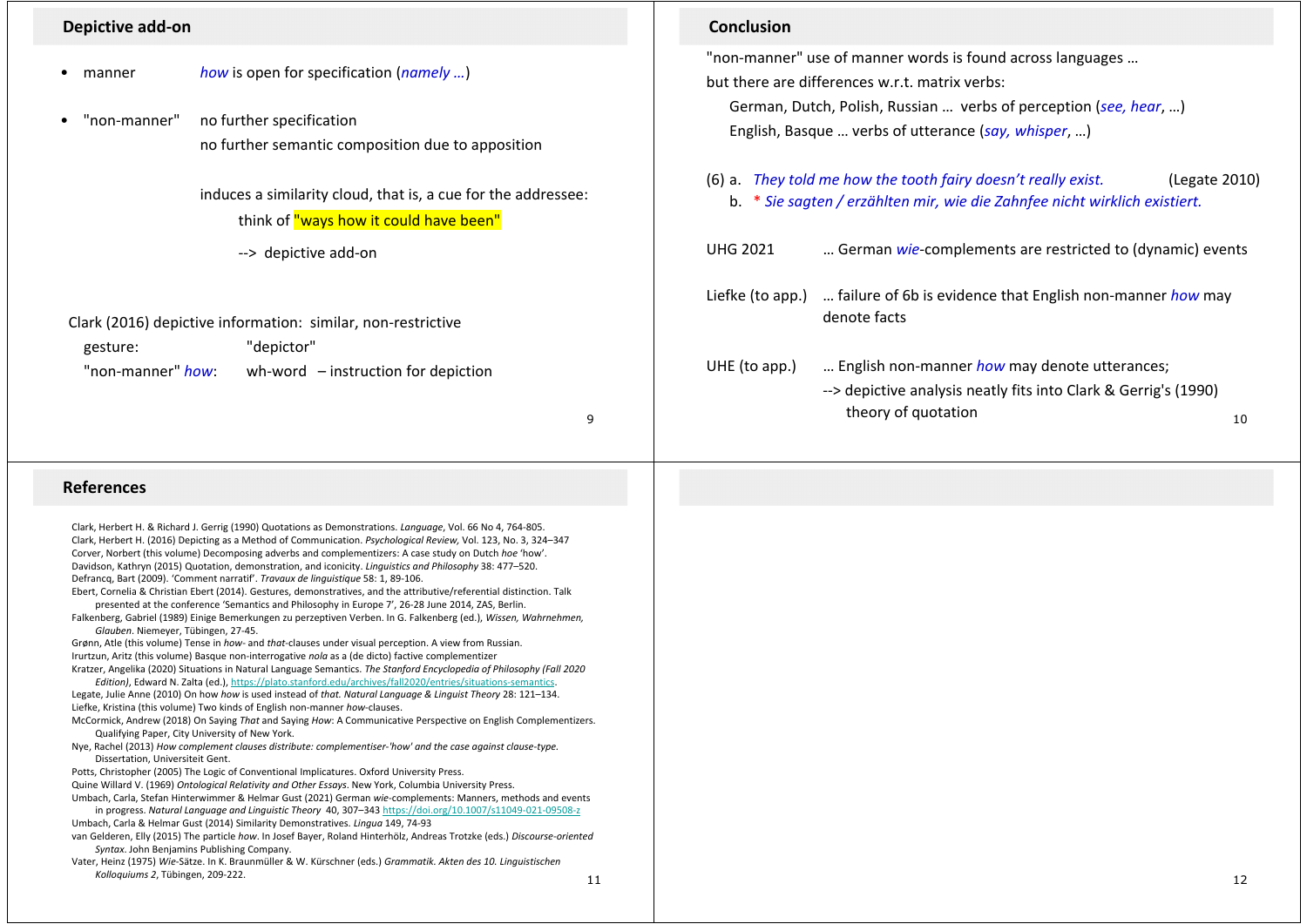## Depictive add-on

- manner — *how* is open for specification (*namely …*)
- "non-manner" — no further specification

  no further semantic composition due to apposition

  induces a similarity cloud, that is, a cue for the addressee:

  think of "ways how it could have been"

  --> depictive add-on

Clark (2016) depictive information: similar, non-restrictive

gesture: "depictor"

"non-manner" *how*: wh-word – instruction for depiction

## Conclusion

"non-manner" use of manner words is found across languages …

but there are differences w.r.t. matrix verbs:

German, Dutch, Polish, Russian … verbs of perception (*see*, *hear*, …)

English, Basque … verbs of utterance (*say*, *whisper*, …)

(6) a. *They told me how the tooth fairy doesn't really exist.* (Legate 2010)

b. * *Sie sagten / erzählten mir, wie die Zahnfee nicht wirklich existiert.*

UHG 2021 … German *wie*-complements are restricted to (dynamic) events

Liefke (to app.) … failure of 6b is evidence that English non-manner *how* may denote facts

UHE (to app.) … English non-manner *how* may denote utterances;

--> depictive analysis neatly fits into Clark & Gerrig's (1990) theory of quotation

## References

Clark, Herbert H. & Richard J. Gerrig (1990) Quotations as Demonstrations. *Language*, Vol. 66 No 4, 764-805.

Clark, Herbert H. (2016) Depicting as a Method of Communication. *Psychological Review*, Vol. 123, No. 3, 324–347

Corver, Norbert (this volume) Decomposing adverbs and complementizers: A case study on Dutch *hoe* 'how'.

Davidson, Kathryn (2015) Quotation, demonstration, and iconicity. *Linguistics and Philosophy* 38: 477–520.

Defrancq, Bart (2009). 'Comment narratif'. *Travaux de linguistique* 58: 1, 89-106.

Ebert, Cornelia & Christian Ebert (2014). Gestures, demonstratives, and the attributive/referential distinction. Talk presented at the conference 'Semantics and Philosophy in Europe 7', 26-28 June 2014, ZAS, Berlin.

Falkenberg, Gabriel (1989) Einige Bemerkungen zu perzeptiven Verben. In G. Falkenberg (ed.), *Wissen, Wahrnehmen, Glauben*. Niemeyer, Tübingen, 27-45.

Grønn, Atle (this volume) Tense in *how*- and *that*-clauses under visual perception. A view from Russian.

Irurtzun, Aritz (this volume) Basque non-interrogative *nola* as a (de dicto) factive complementizer

Kratzer, Angelika (2020) Situations in Natural Language Semantics. *The Stanford Encyclopedia of Philosophy (Fall 2020 Edition)*, Edward N. Zalta (ed.), https://plato.stanford.edu/archives/fall2020/entries/situations-semantics.

Legate, Julie Anne (2010) On how *how* is used instead of *that*. *Natural Language & Linguist Theory* 28: 121–134.

Liefke, Kristina (this volume) Two kinds of English non-manner *how*-clauses.

McCormick, Andrew (2018) On Saying *That* and Saying *How*: A Communicative Perspective on English Complementizers. Qualifying Paper, City University of New York.

Nye, Rachel (2013) *How complement clauses distribute: complementiser-'how' and the case against clause-type.* Dissertation, Universiteit Gent.

Potts, Christopher (2005) The Logic of Conventional Implicatures. Oxford University Press.

Quine Willard V. (1969) *Ontological Relativity and Other Essays*. New York, Columbia University Press.

Umbach, Carla, Stefan Hinterwimmer & Helmar Gust (2021) German *wie*-complements: Manners, methods and events in progress. *Natural Language and Linguistic Theory* 40, 307–343 https://doi.org/10.1007/s11049-021-09508-z

Umbach, Carla & Helmar Gust (2014) Similarity Demonstratives. *Lingua* 149, 74-93

van Gelderen, Elly (2015) The particle *how*. In Josef Bayer, Roland Hinterhölz, Andreas Trotzke (eds.) *Discourse-oriented Syntax*. John Benjamins Publishing Company.

Vater, Heinz (1975) *Wie*-Sätze. In K. Braunmüller & W. Kürschner (eds.) *Grammatik. Akten des 10. Linguistischen Kolloquiums 2*, Tübingen, 209-222.